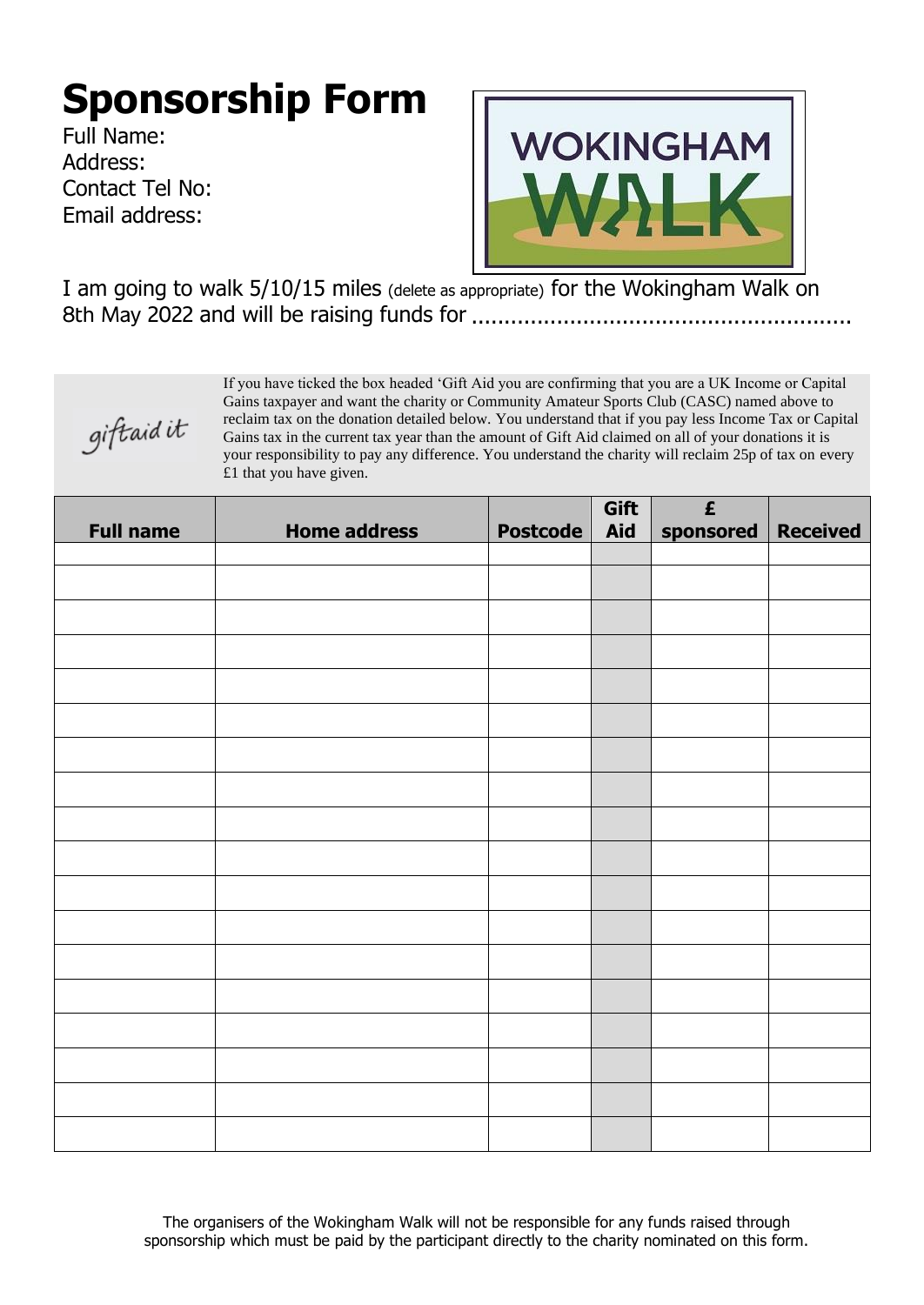# Sponsorship Form

Full Name:
Address:
Contact Tel No:
Email address:

WOKINGHAM WALK

I am going to walk 5/10/15 miles (delete as appropriate) for the Wokingham Walk on 8th May 2022 and will be raising funds for ........................................................

giftaid it

If you have ticked the box headed 'Gift Aid you are confirming that you are a UK Income or Capital Gains taxpayer and want the charity or Community Amateur Sports Club (CASC) named above to reclaim tax on the donation detailed below. You understand that if you pay less Income Tax or Capital Gains tax in the current tax year than the amount of Gift Aid claimed on all of your donations it is your responsibility to pay any difference. You understand the charity will reclaim 25p of tax on every £1 that you have given.

| Full name | Home address | Postcode | Gift Aid | £ sponsored | Received |
|---|---|---|---|---|---|
| | | | | | |
| | | | | | |
| | | | | | |
| | | | | | |
| | | | | | |
| | | | | | |
| | | | | | |
| | | | | | |
| | | | | | |
| | | | | | |
| | | | | | |
| | | | | | |
| | | | | | |
| | | | | | |
| | | | | | |
| | | | | | |
| | | | | | |
| | | | | | |

The organisers of the Wokingham Walk will not be responsible for any funds raised through sponsorship which must be paid by the participant directly to the charity nominated on this form.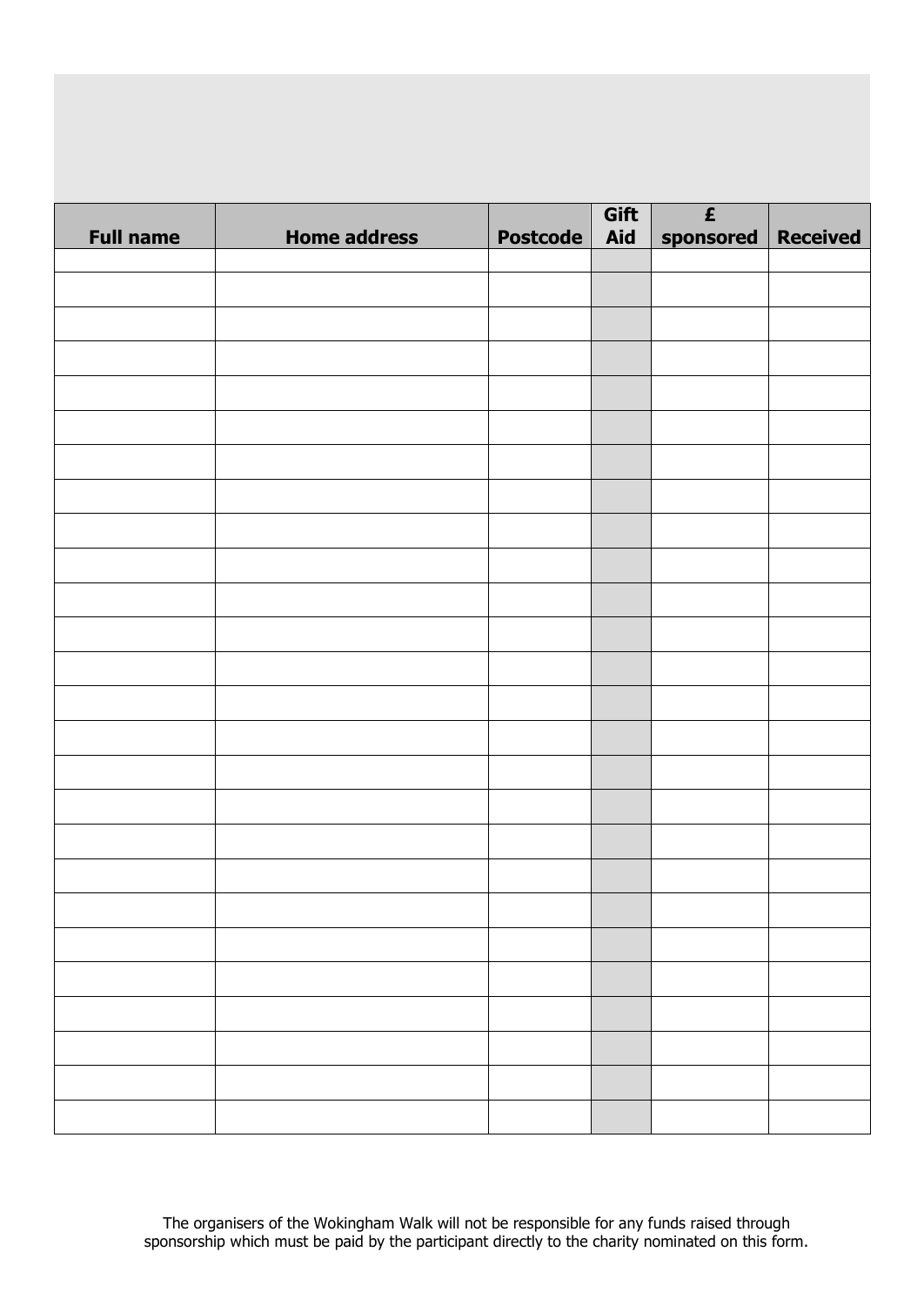| Full name | Home address | Postcode | Gift Aid | £ sponsored | Received |
|---|---|---|---|---|---|
| | | | | | |
| | | | | | |
| | | | | | |
| | | | | | |
| | | | | | |
| | | | | | |
| | | | | | |
| | | | | | |
| | | | | | |
| | | | | | |
| | | | | | |
| | | | | | |
| | | | | | |
| | | | | | |
| | | | | | |
| | | | | | |
| | | | | | |
| | | | | | |
| | | | | | |
| | | | | | |
| | | | | | |
| | | | | | |
| | | | | | |
| | | | | | |
| | | | | | |
| | | | | | |

The organisers of the Wokingham Walk will not be responsible for any funds raised through sponsorship which must be paid by the participant directly to the charity nominated on this form.